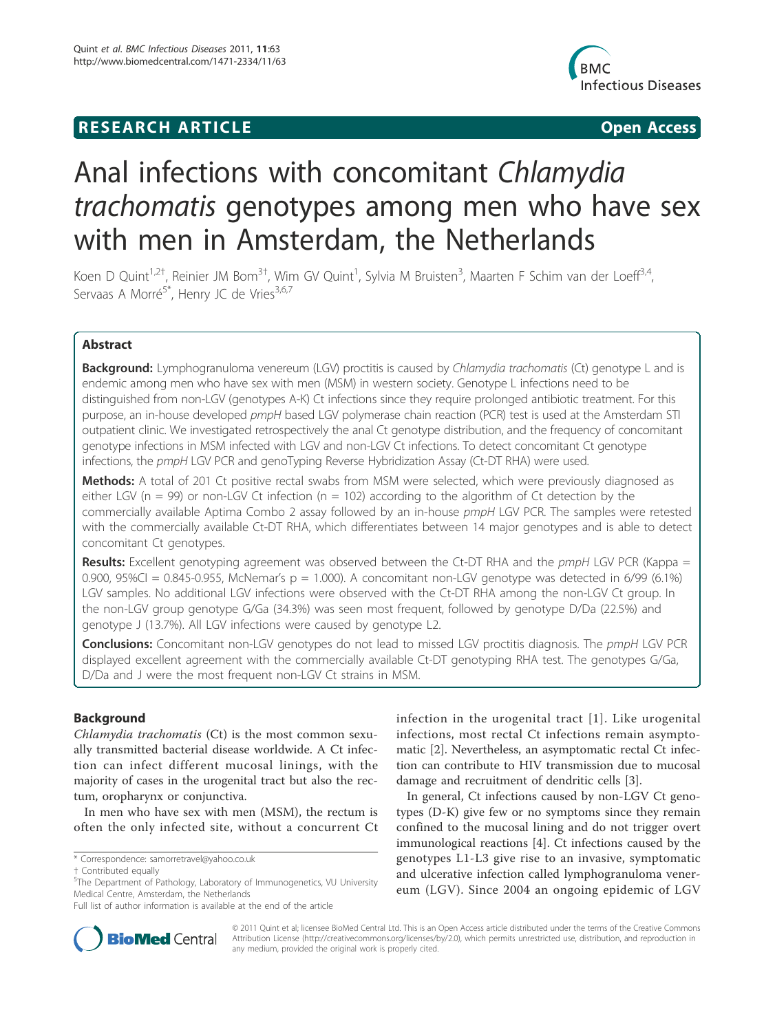# Anal infections with concomitant *Chlamydia trachomatis* genotypes among men who have sex with men in Amsterdam, the Netherlands

Koen D Quint[1,2†], Reinier JM Bom[3†], Wim GV Quint[1], Sylvia M Bruisten[3], Maarten F Schim van der Loeff[3,4], Servaas A Morré[5*], Henry JC de Vries[3,6,7]

## Abstract

**Background:** Lymphogranuloma venereum (LGV) proctitis is caused by *Chlamydia trachomatis* (Ct) genotype L and is endemic among men who have sex with men (MSM) in western society. Genotype L infections need to be distinguished from non-LGV (genotypes A-K) Ct infections since they require prolonged antibiotic treatment. For this purpose, an in-house developed *pmpH* based LGV polymerase chain reaction (PCR) test is used at the Amsterdam STI outpatient clinic. We investigated retrospectively the anal Ct genotype distribution, and the frequency of concomitant genotype infections in MSM infected with LGV and non-LGV Ct infections. To detect concomitant Ct genotype infections, the *pmpH* LGV PCR and genoTyping Reverse Hybridization Assay (Ct-DT RHA) were used.

**Methods:** A total of 201 Ct positive rectal swabs from MSM were selected, which were previously diagnosed as either LGV (n = 99) or non-LGV Ct infection (n = 102) according to the algorithm of Ct detection by the commercially available Aptima Combo 2 assay followed by an in-house *pmpH* LGV PCR. The samples were retested with the commercially available Ct-DT RHA, which differentiates between 14 major genotypes and is able to detect concomitant Ct genotypes.

**Results:** Excellent genotyping agreement was observed between the Ct-DT RHA and the *pmpH* LGV PCR (Kappa = 0.900, 95%CI = 0.845-0.955, McNemar's p = 1.000). A concomitant non-LGV genotype was detected in 6/99 (6.1%) LGV samples. No additional LGV infections were observed with the Ct-DT RHA among the non-LGV Ct group. In the non-LGV group genotype G/Ga (34.3%) was seen most frequent, followed by genotype D/Da (22.5%) and genotype J (13.7%). All LGV infections were caused by genotype L2.

**Conclusions:** Concomitant non-LGV genotypes do not lead to missed LGV proctitis diagnosis. The *pmpH* LGV PCR displayed excellent agreement with the commercially available Ct-DT genotyping RHA test. The genotypes G/Ga, D/Da and J were the most frequent non-LGV Ct strains in MSM.

## Background

*Chlamydia trachomatis* (Ct) is the most common sexually transmitted bacterial disease worldwide. A Ct infection can infect different mucosal linings, with the majority of cases in the urogenital tract but also the rectum, oropharynx or conjunctiva.

In men who have sex with men (MSM), the rectum is often the only infected site, without a concurrent Ct infection in the urogenital tract [1]. Like urogenital infections, most rectal Ct infections remain asymptomatic [2]. Nevertheless, an asymptomatic rectal Ct infection can contribute to HIV transmission due to mucosal damage and recruitment of dendritic cells [3].

In general, Ct infections caused by non-LGV Ct genotypes (D-K) give few or no symptoms since they remain confined to the mucosal lining and do not trigger overt immunological reactions [4]. Ct infections caused by the genotypes L1-L3 give rise to an invasive, symptomatic and ulcerative infection called lymphogranuloma venereum (LGV). Since 2004 an ongoing epidemic of LGV

\* Correspondence: samorretravel@yahoo.co.uk

† Contributed equally

[5]The Department of Pathology, Laboratory of Immunogenetics, VU University Medical Centre, Amsterdam, the Netherlands

Full list of author information is available at the end of the article

© 2011 Quint et al; licensee BioMed Central Ltd. This is an Open Access article distributed under the terms of the Creative Commons Attribution License (http://creativecommons.org/licenses/by/2.0), which permits unrestricted use, distribution, and reproduction in any medium, provided the original work is properly cited.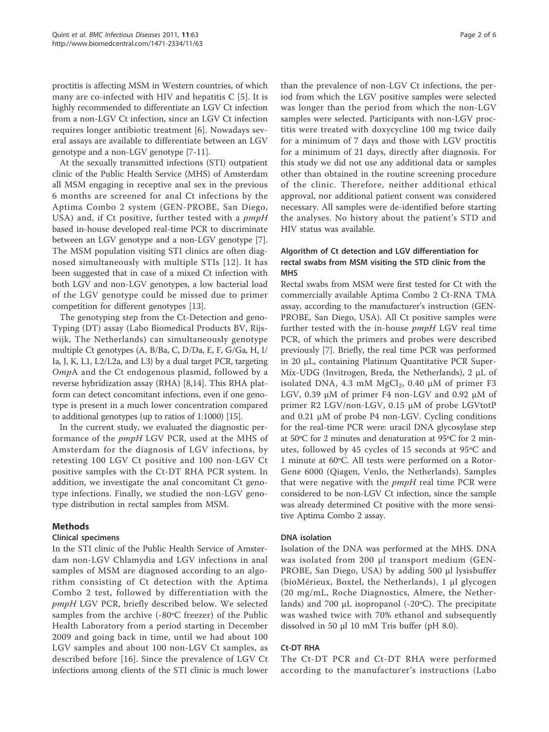proctitis is affecting MSM in Western countries, of which many are co-infected with HIV and hepatitis C [5]. It is highly recommended to differentiate an LGV Ct infection from a non-LGV Ct infection, since an LGV Ct infection requires longer antibiotic treatment [6]. Nowadays several assays are available to differentiate between an LGV genotype and a non-LGV genotype [7-11].

At the sexually transmitted infections (STI) outpatient clinic of the Public Health Service (MHS) of Amsterdam all MSM engaging in receptive anal sex in the previous 6 months are screened for anal Ct infections by the Aptima Combo 2 system (GEN-PROBE, San Diego, USA) and, if Ct positive, further tested with a *pmpH* based in-house developed real-time PCR to discriminate between an LGV genotype and a non-LGV genotype [7]. The MSM population visiting STI clinics are often diagnosed simultaneously with multiple STIs [12]. It has been suggested that in case of a mixed Ct infection with both LGV and non-LGV genotypes, a low bacterial load of the LGV genotype could be missed due to primer competition for different genotypes [13].

The genotyping step from the Ct-Detection and genoTyping (DT) assay (Labo Biomedical Products BV, Rijswijk, The Netherlands) can simultaneously genotype multiple Ct genotypes (A, B/Ba, C, D/Da, E, F, G/Ga, H, I/Ia, J, K, L1, L2/L2a, and L3) by a dual target PCR, targeting *OmpA* and the Ct endogenous plasmid, followed by a reverse hybridization assay (RHA) [8,14]. This RHA platform can detect concomitant infections, even if one genotype is present in a much lower concentration compared to additional genotypes (up to ratios of 1:1000) [15].

In the current study, we evaluated the diagnostic performance of the *pmpH* LGV PCR, used at the MHS of Amsterdam for the diagnosis of LGV infections, by retesting 100 LGV Ct positive and 100 non-LGV Ct positive samples with the Ct-DT RHA PCR system. In addition, we investigate the anal concomitant Ct genotype infections. Finally, we studied the non-LGV genotype distribution in rectal samples from MSM.

## Methods

### Clinical specimens

In the STI clinic of the Public Health Service of Amsterdam non-LGV Chlamydia and LGV infections in anal samples of MSM are diagnosed according to an algorithm consisting of Ct detection with the Aptima Combo 2 test, followed by differentiation with the *pmpH* LGV PCR, briefly described below. We selected samples from the archive (-80ºC freezer) of the Public Health Laboratory from a period starting in December 2009 and going back in time, until we had about 100 LGV samples and about 100 non-LGV Ct samples, as described before [16]. Since the prevalence of LGV Ct infections among clients of the STI clinic is much lower than the prevalence of non-LGV Ct infections, the period from which the LGV positive samples were selected was longer than the period from which the non-LGV samples were selected. Participants with non-LGV proctitis were treated with doxycycline 100 mg twice daily for a minimum of 7 days and those with LGV proctitis for a minimum of 21 days, directly after diagnosis. For this study we did not use any additional data or samples other than obtained in the routine screening procedure of the clinic. Therefore, neither additional ethical approval, nor additional patient consent was considered necessary. All samples were de-identified before starting the analyses. No history about the patient's STD and HIV status was available.

### Algorithm of Ct detection and LGV differentiation for rectal swabs from MSM visiting the STD clinic from the MHS

Rectal swabs from MSM were first tested for Ct with the commercially available Aptima Combo 2 Ct-RNA TMA assay, according to the manufacturer's instruction (GEN-PROBE, San Diego, USA). All Ct positive samples were further tested with the in-house *pmpH* LGV real time PCR, of which the primers and probes were described previously [7]. Briefly, the real time PCR was performed in 20 μL, containing Platinum Quantitative PCR SuperMix-UDG (Invitrogen, Breda, the Netherlands), 2 μL of isolated DNA, 4.3 mM $MgCl_2$, 0.40 μM of primer F3 LGV, 0.39 μM of primer F4 non-LGV and 0.92 μM of primer R2 LGV/non-LGV, 0.15 μM of probe LGVtotP and 0.21 μM of probe P4 non-LGV. Cycling conditions for the real-time PCR were: uracil DNA glycosylase step at 50ºC for 2 minutes and denaturation at 95ºC for 2 minutes, followed by 45 cycles of 15 seconds at 95ºC and 1 minute at 60ºC. All tests were performed on a Rotor-Gene 6000 (Qiagen, Venlo, the Netherlands). Samples that were negative with the *pmpH* real time PCR were considered to be non-LGV Ct infection, since the sample was already determined Ct positive with the more sensitive Aptima Combo 2 assay.

### DNA isolation

Isolation of the DNA was performed at the MHS. DNA was isolated from 200 μl transport medium (GEN-PROBE, San Diego, USA) by adding 500 μl lysisbuffer (bioMérieux, Boxtel, the Netherlands), 1 μl glycogen (20 mg/mL, Roche Diagnostics, Almere, the Netherlands) and 700 μL isopropanol (-20ºC). The precipitate was washed twice with 70% ethanol and subsequently dissolved in 50 μl 10 mM Tris buffer (pH 8.0).

### Ct-DT RHA

The Ct-DT PCR and Ct-DT RHA were performed according to the manufacturer's instructions (Labo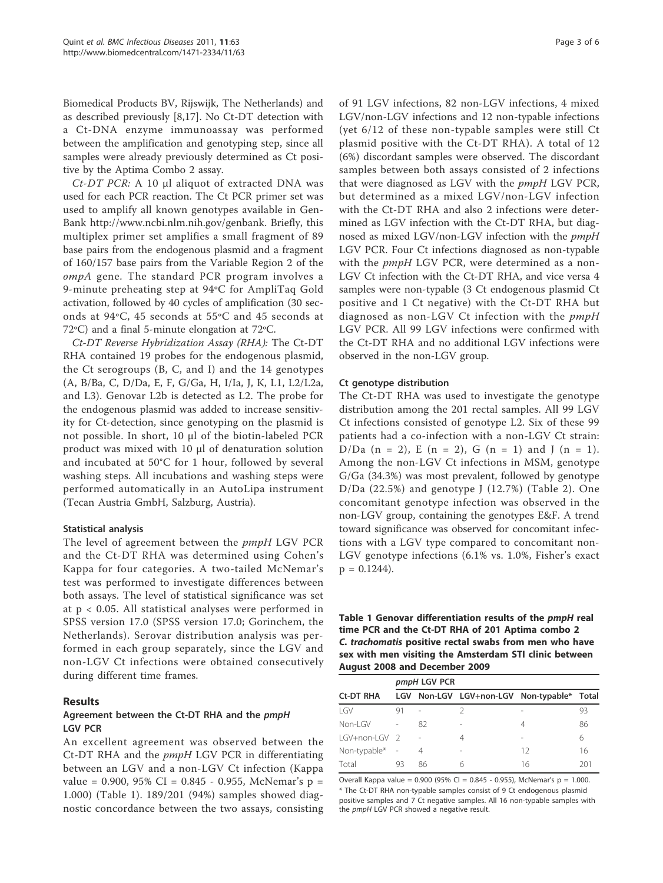Biomedical Products BV, Rijswijk, The Netherlands) and as described previously [8,17]. No Ct-DT detection with a Ct-DNA enzyme immunoassay was performed between the amplification and genotyping step, since all samples were already previously determined as Ct positive by the Aptima Combo 2 assay.

*Ct-DT PCR:* A 10 μl aliquot of extracted DNA was used for each PCR reaction. The Ct PCR primer set was used to amplify all known genotypes available in GenBank http://www.ncbi.nlm.nih.gov/genbank. Briefly, this multiplex primer set amplifies a small fragment of 89 base pairs from the endogenous plasmid and a fragment of 160/157 base pairs from the Variable Region 2 of the *ompA* gene. The standard PCR program involves a 9-minute preheating step at 94ºC for AmpliTaq Gold activation, followed by 40 cycles of amplification (30 seconds at 94ºC, 45 seconds at 55ºC and 45 seconds at 72ºC) and a final 5-minute elongation at 72ºC.

*Ct-DT Reverse Hybridization Assay (RHA):* The Ct-DT RHA contained 19 probes for the endogenous plasmid, the Ct serogroups (B, C, and I) and the 14 genotypes (A, B/Ba, C, D/Da, E, F, G/Ga, H, I/Ia, J, K, L1, L2/L2a, and L3). Genovar L2b is detected as L2. The probe for the endogenous plasmid was added to increase sensitivity for Ct-detection, since genotyping on the plasmid is not possible. In short, 10 μl of the biotin-labeled PCR product was mixed with 10 μl of denaturation solution and incubated at 50°C for 1 hour, followed by several washing steps. All incubations and washing steps were performed automatically in an AutoLipa instrument (Tecan Austria GmbH, Salzburg, Austria).

### Statistical analysis

The level of agreement between the *pmpH* LGV PCR and the Ct-DT RHA was determined using Cohen's Kappa for four categories. A two-tailed McNemar's test was performed to investigate differences between both assays. The level of statistical significance was set at $p < 0.05$. All statistical analyses were performed in SPSS version 17.0 (SPSS version 17.0; Gorinchem, the Netherlands). Serovar distribution analysis was performed in each group separately, since the LGV and non-LGV Ct infections were obtained consecutively during different time frames.

## Results

### Agreement between the Ct-DT RHA and the *pmpH* LGV PCR

An excellent agreement was observed between the Ct-DT RHA and the *pmpH* LGV PCR in differentiating between an LGV and a non-LGV Ct infection (Kappa value = 0.900, 95% CI = 0.845 - 0.955, McNemar's p = 1.000) (Table 1). 189/201 (94%) samples showed diagnostic concordance between the two assays, consisting of 91 LGV infections, 82 non-LGV infections, 4 mixed LGV/non-LGV infections and 12 non-typable infections (yet 6/12 of these non-typable samples were still Ct plasmid positive with the Ct-DT RHA). A total of 12 (6%) discordant samples were observed. The discordant samples between both assays consisted of 2 infections that were diagnosed as LGV with the *pmpH* LGV PCR, but determined as a mixed LGV/non-LGV infection with the Ct-DT RHA and also 2 infections were determined as LGV infection with the Ct-DT RHA, but diagnosed as mixed LGV/non-LGV infection with the *pmpH* LGV PCR. Four Ct infections diagnosed as non-typable with the *pmpH* LGV PCR, were determined as a non-LGV Ct infection with the Ct-DT RHA, and vice versa 4 samples were non-typable (3 Ct endogenous plasmid Ct positive and 1 Ct negative) with the Ct-DT RHA but diagnosed as non-LGV Ct infection with the *pmpH* LGV PCR. All 99 LGV infections were confirmed with the Ct-DT RHA and no additional LGV infections were observed in the non-LGV group.

### Ct genotype distribution

The Ct-DT RHA was used to investigate the genotype distribution among the 201 rectal samples. All 99 LGV Ct infections consisted of genotype L2. Six of these 99 patients had a co-infection with a non-LGV Ct strain: D/Da (n = 2), E (n = 2), G (n = 1) and J (n = 1). Among the non-LGV Ct infections in MSM, genotype G/Ga (34.3%) was most prevalent, followed by genotype D/Da (22.5%) and genotype J (12.7%) (Table 2). One concomitant genotype infection was observed in the non-LGV group, containing the genotypes E&F. A trend toward significance was observed for concomitant infections with a LGV type compared to concomitant non-LGV genotype infections (6.1% vs. 1.0%, Fisher's exact p = 0.1244).

**Table 1 Genovar differentiation results of the *pmpH* real time PCR and the Ct-DT RHA of 201 Aptima combo 2 *C. trachomatis* positive rectal swabs from men who have sex with men visiting the Amsterdam STI clinic between August 2008 and December 2009**

| | *pmpH* LGV PCR | | | | |
|---|---|---|---|---|---|
| **Ct-DT RHA** | **LGV** | **Non-LGV** | **LGV+non-LGV** | **Non-typable*** | **Total** |
| LGV | 91 | - | 2 | - | 93 |
| Non-LGV | - | 82 | - | 4 | 86 |
| LGV+non-LGV | 2 | - | 4 | - | 6 |
| Non-typable* | - | 4 | - | 12 | 16 |
| Total | 93 | 86 | 6 | 16 | 201 |

Overall Kappa value = 0.900 (95% CI = 0.845 - 0.955), McNemar's p = 1.000.
* The Ct-DT RHA non-typable samples consist of 9 Ct endogenous plasmid positive samples and 7 Ct negative samples. All 16 non-typable samples with the *pmpH* LGV PCR showed a negative result.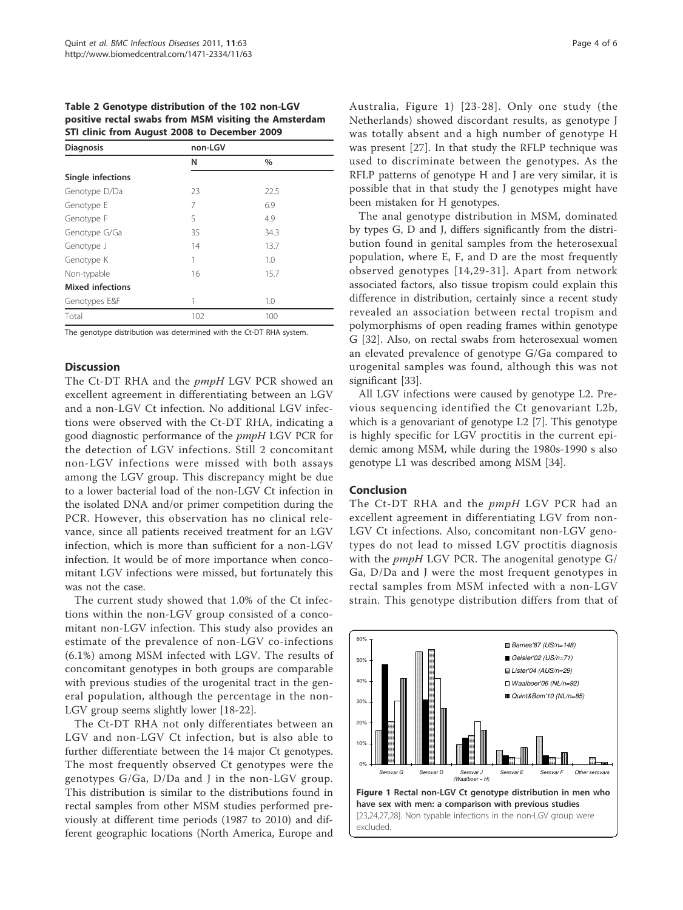**Table 2 Genotype distribution of the 102 non-LGV positive rectal swabs from MSM visiting the Amsterdam STI clinic from August 2008 to December 2009**

| Diagnosis | non-LGV | |
|---|---|---|
| | N | % |
| **Single infections** | | |
| Genotype D/Da | 23 | 22.5 |
| Genotype E | 7 | 6.9 |
| Genotype F | 5 | 4.9 |
| Genotype G/Ga | 35 | 34.3 |
| Genotype J | 14 | 13.7 |
| Genotype K | 1 | 1.0 |
| Non-typable | 16 | 15.7 |
| **Mixed infections** | | |
| Genotypes E&F | 1 | 1.0 |
| Total | 102 | 100 |

The genotype distribution was determined with the Ct-DT RHA system.

## Discussion

The Ct-DT RHA and the *pmpH* LGV PCR showed an excellent agreement in differentiating between an LGV and a non-LGV Ct infection. No additional LGV infections were observed with the Ct-DT RHA, indicating a good diagnostic performance of the *pmpH* LGV PCR for the detection of LGV infections. Still 2 concomitant non-LGV infections were missed with both assays among the LGV group. This discrepancy might be due to a lower bacterial load of the non-LGV Ct infection in the isolated DNA and/or primer competition during the PCR. However, this observation has no clinical relevance, since all patients received treatment for an LGV infection, which is more than sufficient for a non-LGV infection. It would be of more importance when concomitant LGV infections were missed, but fortunately this was not the case.

The current study showed that 1.0% of the Ct infections within the non-LGV group consisted of a concomitant non-LGV infection. This study also provides an estimate of the prevalence of non-LGV co-infections (6.1%) among MSM infected with LGV. The results of concomitant genotypes in both groups are comparable with previous studies of the urogenital tract in the general population, although the percentage in the non-LGV group seems slightly lower [18-22].

The Ct-DT RHA not only differentiates between an LGV and non-LGV Ct infection, but is also able to further differentiate between the 14 major Ct genotypes. The most frequently observed Ct genotypes were the genotypes G/Ga, D/Da and J in the non-LGV group. This distribution is similar to the distributions found in rectal samples from other MSM studies performed previously at different time periods (1987 to 2010) and different geographic locations (North America, Europe and Australia, Figure 1) [23-28]. Only one study (the Netherlands) showed discordant results, as genotype J was totally absent and a high number of genotype H was present [27]. In that study the RFLP technique was used to discriminate between the genotypes. As the RFLP patterns of genotype H and J are very similar, it is possible that in that study the J genotypes might have been mistaken for H genotypes.

The anal genotype distribution in MSM, dominated by types G, D and J, differs significantly from the distribution found in genital samples from the heterosexual population, where E, F, and D are the most frequently observed genotypes [14,29-31]. Apart from network associated factors, also tissue tropism could explain this difference in distribution, certainly since a recent study revealed an association between rectal tropism and polymorphisms of open reading frames within genotype G [32]. Also, on rectal swabs from heterosexual women an elevated prevalence of genotype G/Ga compared to urogenital samples was found, although this was not significant [33].

All LGV infections were caused by genotype L2. Previous sequencing identified the Ct genovariant L2b, which is a genovariant of genotype L2 [7]. This genotype is highly specific for LGV proctitis in the current epidemic among MSM, while during the 1980s-1990 s also genotype L1 was described among MSM [34].

## Conclusion

The Ct-DT RHA and the *pmpH* LGV PCR had an excellent agreement in differentiating LGV from non-LGV Ct infections. Also, concomitant non-LGV genotypes do not lead to missed LGV proctitis diagnosis with the *pmpH* LGV PCR. The anogenital genotype G/Ga, D/Da and J were the most frequent genotypes in rectal samples from MSM infected with a non-LGV strain. This genotype distribution differs from that of

**Figure 1 Rectal non-LGV Ct genotype distribution in men who have sex with men: a comparison with previous studies** [23,24,27,28]. Non typable infections in the non-LGV group were excluded.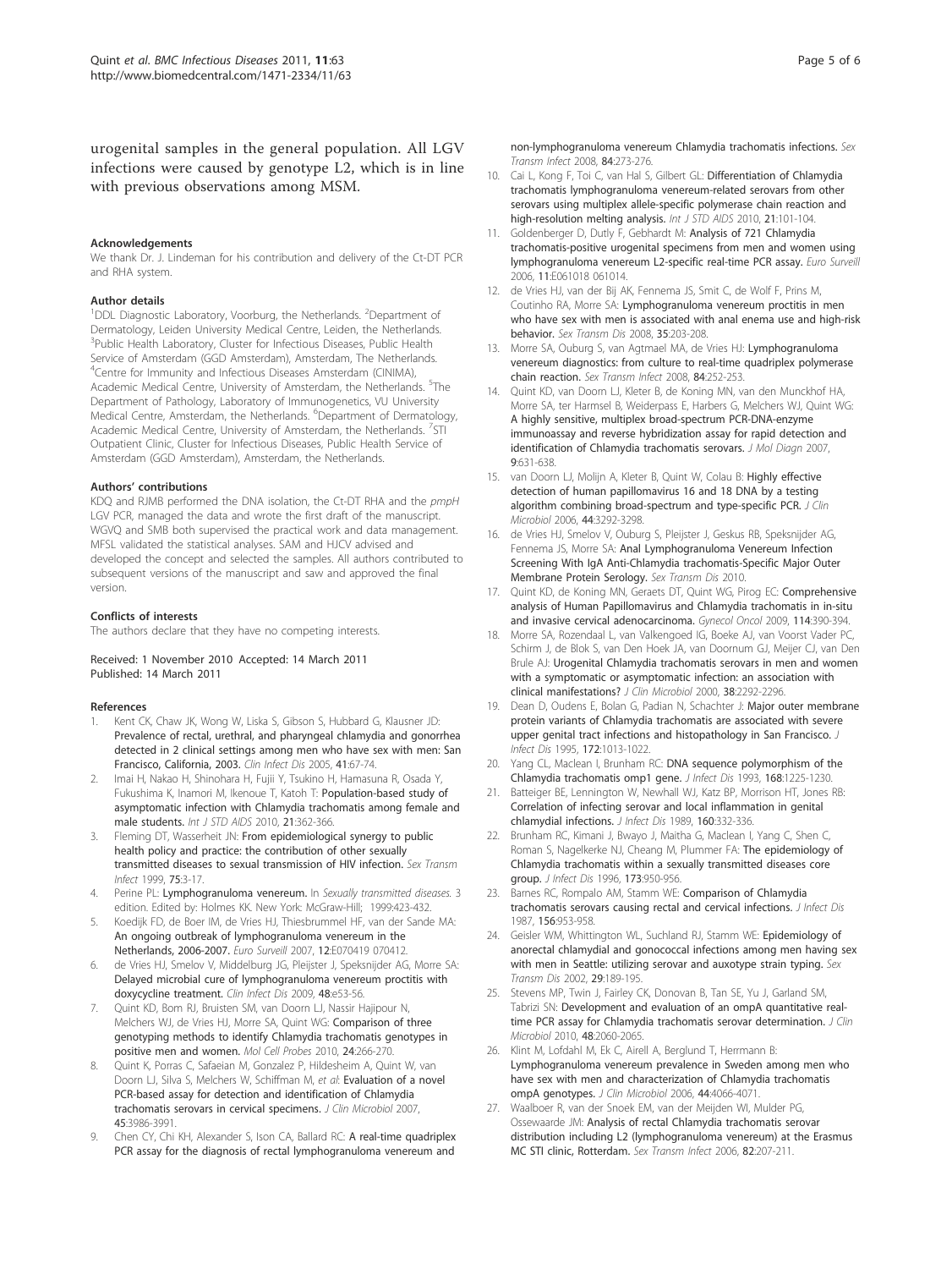urogenital samples in the general population. All LGV infections were caused by genotype L2, which is in line with previous observations among MSM.

#### Acknowledgements

We thank Dr. J. Lindeman for his contribution and delivery of the Ct-DT PCR and RHA system.

#### Author details

[1]DDL Diagnostic Laboratory, Voorburg, the Netherlands. [2]Department of Dermatology, Leiden University Medical Centre, Leiden, the Netherlands. [3]Public Health Laboratory, Cluster for Infectious Diseases, Public Health Service of Amsterdam (GGD Amsterdam), Amsterdam, The Netherlands. [4]Centre for Immunity and Infectious Diseases Amsterdam (CINIMA), Academic Medical Centre, University of Amsterdam, the Netherlands. [5]The Department of Pathology, Laboratory of Immunogenetics, VU University Medical Centre, Amsterdam, the Netherlands. [6]Department of Dermatology, Academic Medical Centre, University of Amsterdam, the Netherlands. [7]STI Outpatient Clinic, Cluster for Infectious Diseases, Public Health Service of Amsterdam (GGD Amsterdam), Amsterdam, the Netherlands.

#### Authors' contributions

KDQ and RJMB performed the DNA isolation, the Ct-DT RHA and the *pmpH* LGV PCR, managed the data and wrote the first draft of the manuscript. WGVQ and SMB both supervised the practical work and data management. MFSL validated the statistical analyses. SAM and HJCV advised and developed the concept and selected the samples. All authors contributed to subsequent versions of the manuscript and saw and approved the final version.

#### Conflicts of interests

The authors declare that they have no competing interests.

Received: 1 November 2010 Accepted: 14 March 2011
Published: 14 March 2011

#### References

1. Kent CK, Chaw JK, Wong W, Liska S, Gibson S, Hubbard G, Klausner JD: **Prevalence of rectal, urethral, and pharyngeal chlamydia and gonorrhea detected in 2 clinical settings among men who have sex with men: San Francisco, California, 2003.** *Clin Infect Dis* 2005, **41**:67-74.
2. Imai H, Nakao H, Shinohara H, Fujii Y, Tsukino H, Hamasuna R, Osada Y, Fukushima K, Inamori M, Ikenoue T, Katoh T: **Population-based study of asymptomatic infection with Chlamydia trachomatis among female and male students.** *Int J STD AIDS* 2010, **21**:362-366.
3. Fleming DT, Wasserheit JN: **From epidemiological synergy to public health policy and practice: the contribution of other sexually transmitted diseases to sexual transmission of HIV infection.** *Sex Transm Infect* 1999, **75**:3-17.
4. Perine PL: **Lymphogranuloma venereum.** In *Sexually transmitted diseases.* 3 edition. Edited by: Holmes KK. New York: McGraw-Hill; 1999:423-432.
5. Koedijk FD, de Boer IM, de Vries HJ, Thiesbrummel HF, van der Sande MA: **An ongoing outbreak of lymphogranuloma venereum in the Netherlands, 2006-2007.** *Euro Surveill* 2007, **12**:E070419 070412.
6. de Vries HJ, Smelov V, Middelburg JG, Pleijster J, Speksnijder AG, Morre SA: **Delayed microbial cure of lymphogranuloma venereum proctitis with doxycycline treatment.** *Clin Infect Dis* 2009, **48**:e53-56.
7. Quint KD, Bom RJ, Bruisten SM, van Doorn LJ, Nassir Hajipour N, Melchers WJ, de Vries HJ, Morre SA, Quint WG: **Comparison of three genotyping methods to identify Chlamydia trachomatis genotypes in positive men and women.** *Mol Cell Probes* 2010, **24**:266-270.
8. Quint K, Porras C, Safaeian M, Gonzalez P, Hildesheim A, Quint W, van Doorn LJ, Silva S, Melchers W, Schiffman M, *et al*: **Evaluation of a novel PCR-based assay for detection and identification of Chlamydia trachomatis serovars in cervical specimens.** *J Clin Microbiol* 2007, **45**:3986-3991.
9. Chen CY, Chi KH, Alexander S, Ison CA, Ballard RC: **A real-time quadriplex PCR assay for the diagnosis of rectal lymphogranuloma venereum and non-lymphogranuloma venereum Chlamydia trachomatis infections.** *Sex Transm Infect* 2008, **84**:273-276.
10. Cai L, Kong F, Toi C, van Hal S, Gilbert GL: **Differentiation of Chlamydia trachomatis lymphogranuloma venereum-related serovars from other serovars using multiplex allele-specific polymerase chain reaction and high-resolution melting analysis.** *Int J STD AIDS* 2010, **21**:101-104.
11. Goldenberger D, Dutly F, Gebhardt M: **Analysis of 721 Chlamydia trachomatis-positive urogenital specimens from men and women using lymphogranuloma venereum L2-specific real-time PCR assay.** *Euro Surveill* 2006, **11**:E061018 061014.
12. de Vries HJ, van der Bij AK, Fennema JS, Smit C, de Wolf F, Prins M, Coutinho RA, Morre SA: **Lymphogranuloma venereum proctitis in men who have sex with men is associated with anal enema use and high-risk behavior.** *Sex Transm Dis* 2008, **35**:203-208.
13. Morre SA, Ouburg S, van Agtmael MA, de Vries HJ: **Lymphogranuloma venereum diagnostics: from culture to real-time quadriplex polymerase chain reaction.** *Sex Transm Infect* 2008, **84**:252-253.
14. Quint KD, van Doorn LJ, Kleter B, de Koning MN, van den Munckhof HA, Morre SA, ter Harmsel B, Weiderpass E, Harbers G, Melchers WJ, Quint WG: **A highly sensitive, multiplex broad-spectrum PCR-DNA-enzyme immunoassay and reverse hybridization assay for rapid detection and identification of Chlamydia trachomatis serovars.** *J Mol Diagn* 2007, **9**:631-638.
15. van Doorn LJ, Molijn A, Kleter B, Quint W, Colau B: **Highly effective detection of human papillomavirus 16 and 18 DNA by a testing algorithm combining broad-spectrum and type-specific PCR.** *J Clin Microbiol* 2006, **44**:3292-3298.
16. de Vries HJ, Smelov V, Ouburg S, Pleijster J, Geskus RB, Speksnijder AG, Fennema JS, Morre SA: **Anal Lymphogranuloma Venereum Infection Screening With IgA Anti-Chlamydia trachomatis-Specific Major Outer Membrane Protein Serology.** *Sex Transm Dis* 2010.
17. Quint KD, de Koning MN, Geraets DT, Quint WG, Pirog EC: **Comprehensive analysis of Human Papillomavirus and Chlamydia trachomatis in in-situ and invasive cervical adenocarcinoma.** *Gynecol Oncol* 2009, **114**:390-394.
18. Morre SA, Rozendaal L, van Valkengoed IG, Boeke AJ, van Voorst Vader PC, Schirm J, de Blok S, van Den Hoek JA, van Doornum GJ, Meijer CJ, van Den Brule AJ: **Urogenital Chlamydia trachomatis serovars in men and women with a symptomatic or asymptomatic infection: an association with clinical manifestations?** *J Clin Microbiol* 2000, **38**:2292-2296.
19. Dean D, Oudens E, Bolan G, Padian N, Schachter J: **Major outer membrane protein variants of Chlamydia trachomatis are associated with severe upper genital tract infections and histopathology in San Francisco.** *J Infect Dis* 1995, **172**:1013-1022.
20. Yang CL, Maclean I, Brunham RC: **DNA sequence polymorphism of the Chlamydia trachomatis omp1 gene.** *J Infect Dis* 1993, **168**:1225-1230.
21. Batteiger BE, Lennington W, Newhall WJ, Katz BP, Morrison HT, Jones RB: **Correlation of infecting serovar and local inflammation in genital chlamydial infections.** *J Infect Dis* 1989, **160**:332-336.
22. Brunham RC, Kimani J, Bwayo J, Maitha G, Maclean I, Yang C, Shen C, Roman S, Nagelkerke NJ, Cheang M, Plummer FA: **The epidemiology of Chlamydia trachomatis within a sexually transmitted diseases core group.** *J Infect Dis* 1996, **173**:950-956.
23. Barnes RC, Rompalo AM, Stamm WE: **Comparison of Chlamydia trachomatis serovars causing rectal and cervical infections.** *J Infect Dis* 1987, **156**:953-958.
24. Geisler WM, Whittington WL, Suchland RJ, Stamm WE: **Epidemiology of anorectal chlamydial and gonococcal infections among men having sex with men in Seattle: utilizing serovar and auxotype strain typing.** *Sex Transm Dis* 2002, **29**:189-195.
25. Stevens MP, Twin J, Fairley CK, Donovan B, Tan SE, Yu J, Garland SM, Tabrizi SN: **Development and evaluation of an ompA quantitative real-time PCR assay for Chlamydia trachomatis serovar determination.** *J Clin Microbiol* 2010, **48**:2060-2065.
26. Klint M, Lofdahl M, Ek C, Airell A, Berglund T, Herrmann B: **Lymphogranuloma venereum prevalence in Sweden among men who have sex with men and characterization of Chlamydia trachomatis ompA genotypes.** *J Clin Microbiol* 2006, **44**:4066-4071.
27. Waalboer R, van der Snoek EM, van der Meijden WI, Mulder PG, Ossewaarde JM: **Analysis of rectal Chlamydia trachomatis serovar distribution including L2 (lymphogranuloma venereum) at the Erasmus MC STI clinic, Rotterdam.** *Sex Transm Infect* 2006, **82**:207-211.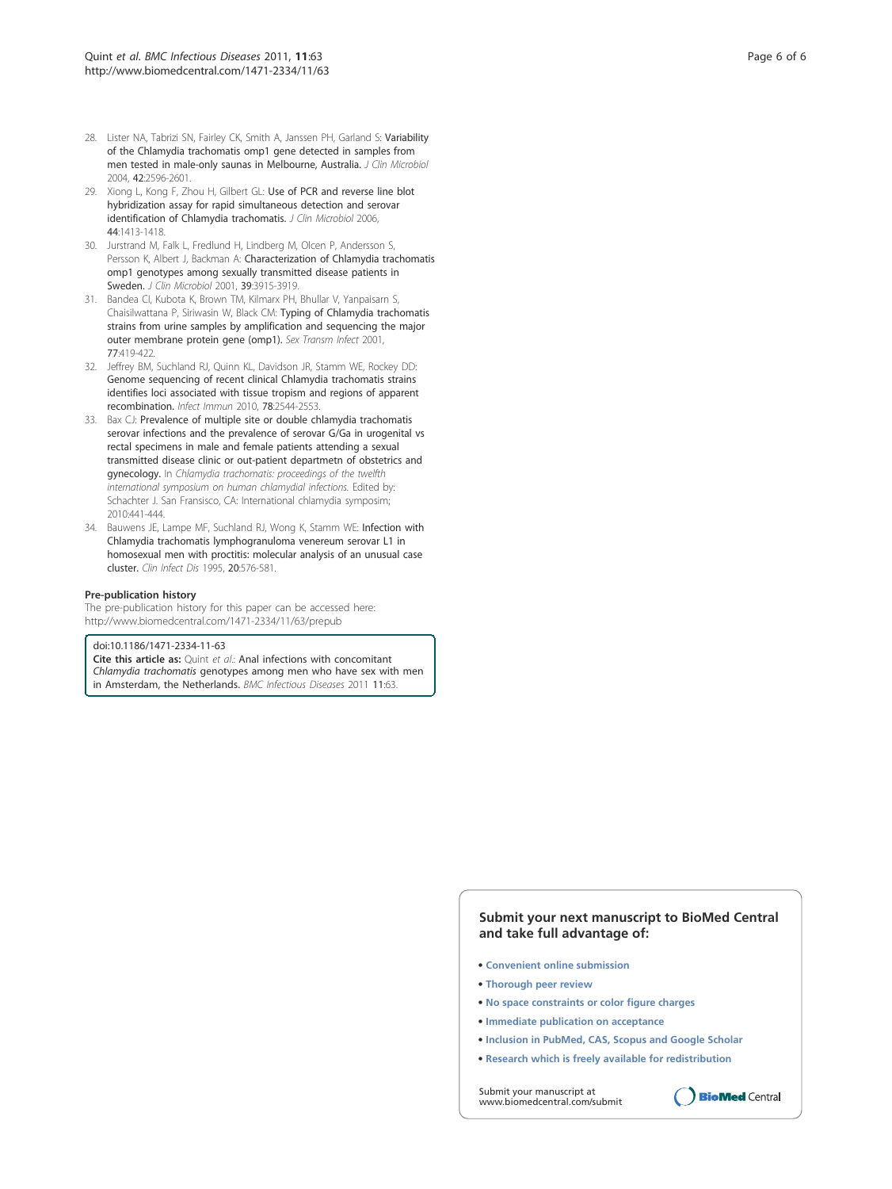28. Lister NA, Tabrizi SN, Fairley CK, Smith A, Janssen PH, Garland S: **Variability of the Chlamydia trachomatis omp1 gene detected in samples from men tested in male-only saunas in Melbourne, Australia.** *J Clin Microbiol* 2004, **42**:2596-2601.
29. Xiong L, Kong F, Zhou H, Gilbert GL: **Use of PCR and reverse line blot hybridization assay for rapid simultaneous detection and serovar identification of Chlamydia trachomatis.** *J Clin Microbiol* 2006, **44**:1413-1418.
30. Jurstrand M, Falk L, Fredlund H, Lindberg M, Olcen P, Andersson S, Persson K, Albert J, Backman A: **Characterization of Chlamydia trachomatis omp1 genotypes among sexually transmitted disease patients in Sweden.** *J Clin Microbiol* 2001, **39**:3915-3919.
31. Bandea CI, Kubota K, Brown TM, Kilmarx PH, Bhullar V, Yanpaisarn S, Chaisilwattana P, Siriwasin W, Black CM: **Typing of Chlamydia trachomatis strains from urine samples by amplification and sequencing the major outer membrane protein gene (omp1).** *Sex Transm Infect* 2001, **77**:419-422.
32. Jeffrey BM, Suchland RJ, Quinn KL, Davidson JR, Stamm WE, Rockey DD: **Genome sequencing of recent clinical Chlamydia trachomatis strains identifies loci associated with tissue tropism and regions of apparent recombination.** *Infect Immun* 2010, **78**:2544-2553.
33. Bax CJ: **Prevalence of multiple site or double chlamydia trachomatis serovar infections and the prevalence of serovar G/Ga in urogenital vs rectal specimens in male and female patients attending a sexual transmitted disease clinic or out-patient departmetn of obstetrics and gynecology.** In *Chlamydia trachomatis: proceedings of the twelfth international symposium on human chlamydial infections.* Edited by: Schachter J. San Fransisco, CA: International chlamydia symposim; 2010:441-444.
34. Bauwens JE, Lampe MF, Suchland RJ, Wong K, Stamm WE: **Infection with Chlamydia trachomatis lymphogranuloma venereum serovar L1 in homosexual men with proctitis: molecular analysis of an unusual case cluster.** *Clin Infect Dis* 1995, **20**:576-581.

### Pre-publication history

The pre-publication history for this paper can be accessed here: http://www.biomedcentral.com/1471-2334/11/63/prepub

doi:10.1186/1471-2334-11-63

**Cite this article as:** Quint *et al.*: Anal infections with concomitant *Chlamydia trachomatis* genotypes among men who have sex with men in Amsterdam, the Netherlands. *BMC Infectious Diseases* 2011 **11**:63.

**Submit your next manuscript to BioMed Central and take full advantage of:**

- Convenient online submission
- Thorough peer review
- No space constraints or color figure charges
- Immediate publication on acceptance
- Inclusion in PubMed, CAS, Scopus and Google Scholar
- Research which is freely available for redistribution

Submit your manuscript at
www.biomedcentral.com/submit

BioMed Central